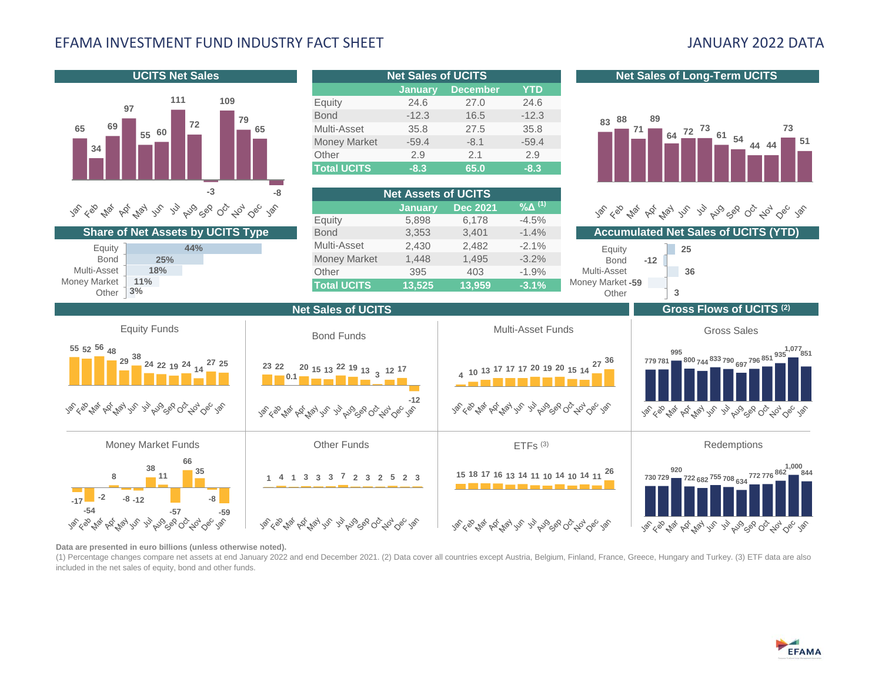# EFAMA INVESTMENT FUND INDUSTRY FACT SHEET

## JANUARY 2022 DATA

## UCITS Net Sales

| Jan | Feb | Mar | Apr | May | Jun | Jul | Aug | Sep | Oct | Nov | Dec | Jan |
|---|---|---|---|---|---|---|---|---|---|---|---|---|
| 65 | 34 | 69 | 97 | 55 | 60 | 111 | 72 | -3 | 109 | 79 | 65 | -8 |

## Net Sales of UCITS

| | January | December | YTD |
|---|---|---|---|
| Equity | 24.6 | 27.0 | 24.6 |
| Bond | -12.3 | 16.5 | -12.3 |
| Multi-Asset | 35.8 | 27.5 | 35.8 |
| Money Market | -59.4 | -8.1 | -59.4 |
| Other | 2.9 | 2.1 | 2.9 |
| **Total UCITS** | **-8.3** | **65.0** | **-8.3** |

## Net Sales of Long-Term UCITS

| Jan | Feb | Mar | Apr | May | Jun | Jul | Aug | Sep | Oct | Nov | Dec | Jan |
|---|---|---|---|---|---|---|---|---|---|---|---|---|
| 83 | 88 | 71 | 89 | 64 | 72 | 73 | 61 | 54 | 44 | 44 | 73 | 51 |

## Share of Net Assets by UCITS Type

| Type | Share |
|---|---|
| Equity | 44% |
| Bond | 25% |
| Multi-Asset | 18% |
| Money Market | 11% |
| Other | 3% |

## Net Assets of UCITS

| | January | Dec 2021 | %Δ (1) |
|---|---|---|---|
| Equity | 5,898 | 6,178 | -4.5% |
| Bond | 3,353 | 3,401 | -1.4% |
| Multi-Asset | 2,430 | 2,482 | -2.1% |
| Money Market | 1,448 | 1,495 | -3.2% |
| Other | 395 | 403 | -1.9% |
| **Total UCITS** | **13,525** | **13,959** | **-3.1%** |

## Accumulated Net Sales of UCITS (YTD)

| Type | Value |
|---|---|
| Equity | 25 |
| Bond | -12 |
| Multi-Asset | 36 |
| Money Market | -59 |
| Other | 3 |

## Net Sales of UCITS

| | Jan | Feb | Mar | Apr | May | Jun | Jul | Aug | Sep | Oct | Nov | Dec | Jan |
|---|---|---|---|---|---|---|---|---|---|---|---|---|---|
| Equity Funds | 55 | 52 | 56 | 48 | 29 | 38 | 24 | 22 | 19 | 24 | 14 | 27 | 25 |
| Bond Funds | 23 | 22 | 0.1 | 20 | 15 | 13 | 22 | 19 | 13 | 3 | 12 | 17 | -12 |
| Multi-Asset Funds | 4 | 10 | 13 | 17 | 17 | 17 | 20 | 19 | 20 | 15 | 14 | 27 | 36 |
| Money Market Funds | -17 | -54 | -2 | 8 | -8 | -12 | 38 | 11 | -57 | 66 | 35 | -8 | -59 |
| Other Funds | 1 | 4 | 1 | 3 | 3 | 3 | 7 | 2 | 3 | 2 | 5 | 2 | 3 |
| ETFs (3) | 15 | 18 | 17 | 16 | 13 | 14 | 11 | 10 | 14 | 10 | 14 | 11 | 26 |

## Gross Flows of UCITS (2)

| | Jan | Feb | Mar | Apr | May | Jun | Jul | Aug | Sep | Oct | Nov | Dec | Jan |
|---|---|---|---|---|---|---|---|---|---|---|---|---|---|
| Gross Sales | 779 | 781 | 995 | 800 | 744 | 833 | 790 | 697 | 796 | 851 | 935 | 1,077 | 851 |
| Redemptions | 730 | 729 | 920 | 722 | 682 | 755 | 708 | 634 | 772 | 776 | 862 | 1,000 | 844 |

**Data are presented in euro billions (unless otherwise noted).**

(1) Percentage changes compare net assets at end January 2022 and end December 2021. (2) Data cover all countries except Austria, Belgium, Finland, France, Greece, Hungary and Turkey. (3) ETF data are also included in the net sales of equity, bond and other funds.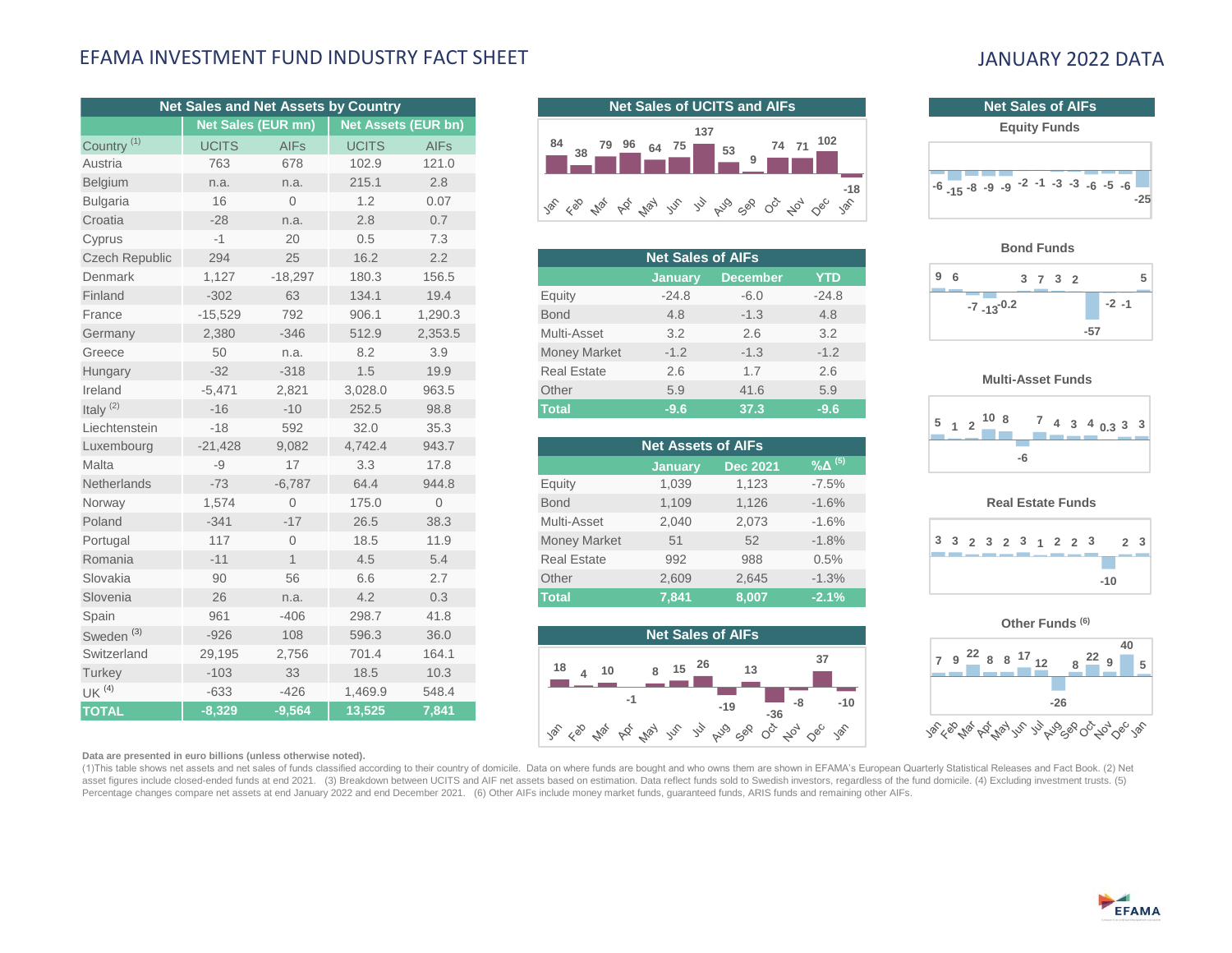# EFAMA INVESTMENT FUND INDUSTRY FACT SHEET

## JANUARY 2022 DATA

### Net Sales and Net Assets by Country

| | Net Sales (EUR mn) | | Net Assets (EUR bn) | |
|---|---|---|---|---|
| Country [1] | UCITS | AIFs | UCITS | AIFs |
| Austria | 763 | 678 | 102.9 | 121.0 |
| Belgium | n.a. | n.a. | 215.1 | 2.8 |
| Bulgaria | 16 | 0 | 1.2 | 0.07 |
| Croatia | -28 | n.a. | 2.8 | 0.7 |
| Cyprus | -1 | 20 | 0.5 | 7.3 |
| Czech Republic | 294 | 25 | 16.2 | 2.2 |
| Denmark | 1,127 | -18,297 | 180.3 | 156.5 |
| Finland | -302 | 63 | 134.1 | 19.4 |
| France | -15,529 | 792 | 906.1 | 1,290.3 |
| Germany | 2,380 | -346 | 512.9 | 2,353.5 |
| Greece | 50 | n.a. | 8.2 | 3.9 |
| Hungary | -32 | -318 | 1.5 | 19.9 |
| Ireland | -5,471 | 2,821 | 3,028.0 | 963.5 |
| Italy [2] | -16 | -10 | 252.5 | 98.8 |
| Liechtenstein | -18 | 592 | 32.0 | 35.3 |
| Luxembourg | -21,428 | 9,082 | 4,742.4 | 943.7 |
| Malta | -9 | 17 | 3.3 | 17.8 |
| Netherlands | -73 | -6,787 | 64.4 | 944.8 |
| Norway | 1,574 | 0 | 175.0 | 0 |
| Poland | -341 | -17 | 26.5 | 38.3 |
| Portugal | 117 | 0 | 18.5 | 11.9 |
| Romania | -11 | 1 | 4.5 | 5.4 |
| Slovakia | 90 | 56 | 6.6 | 2.7 |
| Slovenia | 26 | n.a. | 4.2 | 0.3 |
| Spain | 961 | -406 | 298.7 | 41.8 |
| Sweden [3] | -926 | 108 | 596.3 | 36.0 |
| Switzerland | 29,195 | 2,756 | 701.4 | 164.1 |
| Turkey | -103 | 33 | 18.5 | 10.3 |
| UK [4] | -633 | -426 | 1,469.9 | 548.4 |
| **TOTAL** | **-8,329** | **-9,564** | **13,525** | **7,841** |

### Net Sales of UCITS and AIFs

84 38 79 96 64 75 137 53 9 74 71 102 -18

Jan Feb Mar Apr May Jun Jul Aug Sep Oct Nov Dec Jan

### Net Sales of AIFs

| | January | December | YTD |
|---|---|---|---|
| Equity | -24.8 | -6.0 | -24.8 |
| Bond | 4.8 | -1.3 | 4.8 |
| Multi-Asset | 3.2 | 2.6 | 3.2 |
| Money Market | -1.2 | -1.3 | -1.2 |
| Real Estate | 2.6 | 1.7 | 2.6 |
| Other | 5.9 | 41.6 | 5.9 |
| **Total** | **-9.6** | **37.3** | **-9.6** |

### Net Assets of AIFs

| | January | Dec 2021 | %Δ [5] |
|---|---|---|---|
| Equity | 1,039 | 1,123 | -7.5% |
| Bond | 1,109 | 1,126 | -1.6% |
| Multi-Asset | 2,040 | 2,073 | -1.6% |
| Money Market | 51 | 52 | -1.8% |
| Real Estate | 992 | 988 | 0.5% |
| Other | 2,609 | 2,645 | -1.3% |
| **Total** | **7,841** | **8,007** | **-2.1%** |

### Net Sales of AIFs

18 4 10 -1 8 15 26 -19 13 -36 -8 37 -10

Jan Feb Mar Apr May Jun Jul Aug Sep Oct Nov Dec Jan

### Net Sales of AIFs

**Equity Funds**

-6 -15 -8 -9 -9 -2 -1 -3 -3 -6 -5 -6 -25

**Bond Funds**

9 6 -7 -13 -0.2 3 7 3 2 -57 -2 -1 5

**Multi-Asset Funds**

5 1 2 10 8 -6 7 4 3 4 0.3 3 3

**Real Estate Funds**

3 3 2 3 2 3 1 2 2 3 -10 2 3

**Other Funds [6]**

7 9 22 8 8 17 12 -26 8 22 9 40 5

Jan Feb Mar Apr May Jun Jul Aug Sep Oct Nov Dec Jan

**Data are presented in euro billions (unless otherwise noted).**

(1)This table shows net assets and net sales of funds classified according to their country of domicile. Data on where funds are bought and who owns them are shown in EFAMA's European Quarterly Statistical Releases and Fact Book. (2) Net asset figures include closed-ended funds at end 2021. (3) Breakdown between UCITS and AIF net assets based on estimation. Data reflect funds sold to Swedish investors, regardless of the fund domicile. (4) Excluding investment trusts. (5) Percentage changes compare net assets at end January 2022 and end December 2021. (6) Other AIFs include money market funds, guaranteed funds, ARIS funds and remaining other AIFs.

EFAMA